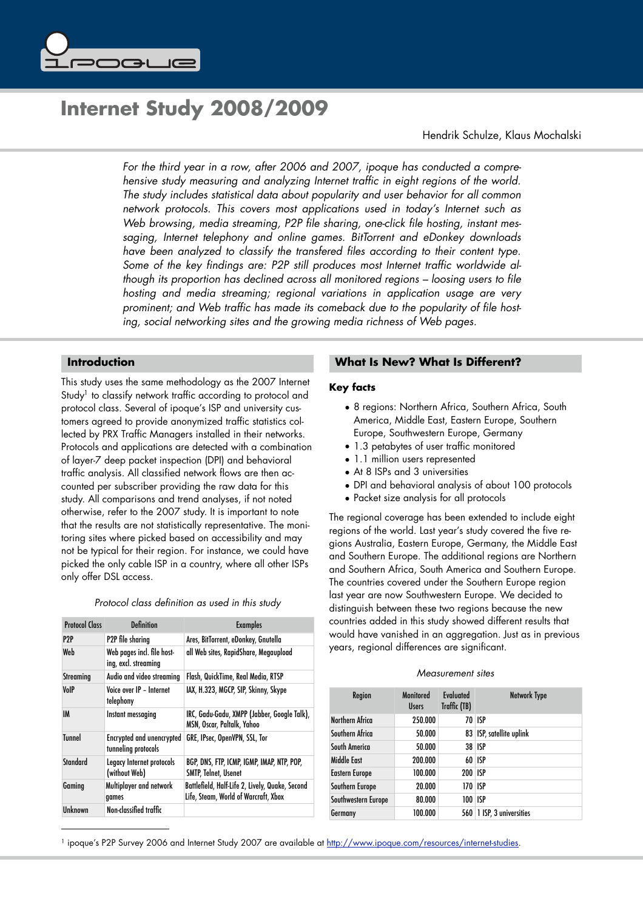# Internet Study 2008/2009

Hendrik Schulze, Klaus Mochalski

*For the third year in a row, after 2006 and 2007, ipoque has conducted a comprehensive study measuring and analyzing Internet traffic in eight regions of the world. The study includes statistical data about popularity and user behavior for all common network protocols. This covers most applications used in today's Internet such as Web browsing, media streaming, P2P file sharing, one-click file hosting, instant messaging, Internet telephony and online games. BitTorrent and eDonkey downloads have been analyzed to classify the transfered files according to their content type. Some of the key findings are: P2P still produces most Internet traffic worldwide although its proportion has declined across all monitored regions – loosing users to file hosting and media streaming; regional variations in application usage are very prominent; and Web traffic has made its comeback due to the popularity of file hosting, social networking sites and the growing media richness of Web pages.*

## Introduction

This study uses the same methodology as the 2007 Internet Study[1] to classify network traffic according to protocol and protocol class. Several of ipoque's ISP and university customers agreed to provide anonymized traffic statistics collected by PRX Traffic Managers installed in their networks. Protocols and applications are detected with a combination of layer-7 deep packet inspection (DPI) and behavioral traffic analysis. All classified network flows are then accounted per subscriber providing the raw data for this study. All comparisons and trend analyses, if not noted otherwise, refer to the 2007 study. It is important to note that the results are not statistically representative. The monitoring sites where picked based on accessibility and may not be typical for their region. For instance, we could have picked the only cable ISP in a country, where all other ISPs only offer DSL access.

*Protocol class definition as used in this study*

| Protocol Class | Definition | Examples |
|---|---|---|
| P2P | P2P file sharing | Ares, BitTorrent, eDonkey, Gnutella |
| Web | Web pages incl. file hosting, excl. streaming | all Web sites, RapidShare, Megaupload |
| Streaming | Audio and video streaming | Flash, QuickTime, Real Media, RTSP |
| VoIP | Voice over IP – Internet telephony | IAX, H.323, MGCP, SIP, Skinny, Skype |
| IM | Instant messaging | IRC, Gadu-Gadu, XMPP (Jabber, Google Talk), MSN, Oscar, Paltalk, Yahoo |
| Tunnel | Encrypted and unencrypted tunneling protocols | GRE, IPsec, OpenVPN, SSL, Tor |
| Standard | Legacy Internet protocols (without Web) | BGP, DNS, FTP, ICMP, IGMP, IMAP, NTP, POP, SMTP, Telnet, Usenet |
| Gaming | Multiplayer and network games | Battlefield, Half-Life 2, Lively, Quake, Second Life, Steam, World of Warcraft, Xbox |
| Unknown | Non-classified traffic | |

## What Is New? What Is Different?

### Key facts

- 8 regions: Northern Africa, Southern Africa, South America, Middle East, Eastern Europe, Southern Europe, Southwestern Europe, Germany
- 1.3 petabytes of user traffic monitored
- 1.1 million users represented
- At 8 ISPs and 3 universities
- DPI and behavioral analysis of about 100 protocols
- Packet size analysis for all protocols

The regional coverage has been extended to include eight regions of the world. Last year's study covered the five regions Australia, Eastern Europe, Germany, the Middle East and Southern Europe. The additional regions are Northern and Southern Africa, South America and Southern Europe. The countries covered under the Southern Europe region last year are now Southwestern Europe. We decided to distinguish between these two regions because the new countries added in this study showed different results that would have vanished in an aggregation. Just as in previous years, regional differences are significant.

*Measurement sites*

| Region | Monitored Users | Evaluated Traffic (TB) | Network Type |
|---|---|---|---|
| Northern Africa | 250.000 | 70 | ISP |
| Southern Africa | 50.000 | 83 | ISP, satellite uplink |
| South America | 50.000 | 38 | ISP |
| Middle East | 200.000 | 60 | ISP |
| Eastern Europe | 100.000 | 200 | ISP |
| Southern Europe | 20.000 | 170 | ISP |
| Southwestern Europe | 80.000 | 100 | ISP |
| Germany | 100.000 | 560 | 1 ISP, 3 universities |

[1] ipoque's P2P Survey 2006 and Internet Study 2007 are available at http://www.ipoque.com/resources/internet-studies.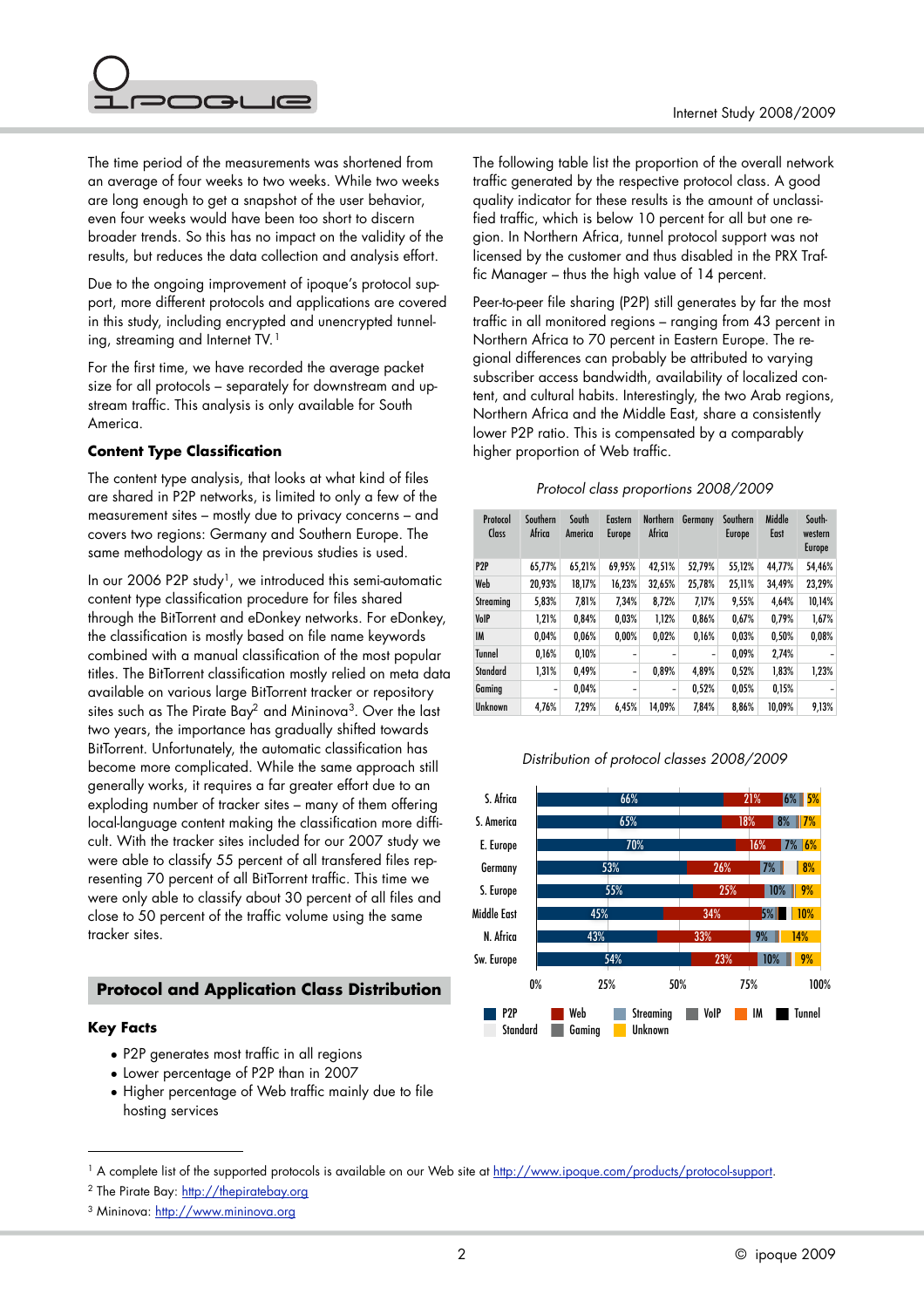The time period of the measurements was shortened from an average of four weeks to two weeks. While two weeks are long enough to get a snapshot of the user behavior, even four weeks would have been too short to discern broader trends. So this has no impact on the validity of the results, but reduces the data collection and analysis effort.

Due to the ongoing improvement of ipoque's protocol support, more different protocols and applications are covered in this study, including encrypted and unencrypted tunneling, streaming and Internet TV.[1]

For the first time, we have recorded the average packet size for all protocols – separately for downstream and upstream traffic. This analysis is only available for South America.

### Content Type Classification

The content type analysis, that looks at what kind of files are shared in P2P networks, is limited to only a few of the measurement sites – mostly due to privacy concerns – and covers two regions: Germany and Southern Europe. The same methodology as in the previous studies is used.

In our 2006 P2P study[1], we introduced this semi-automatic content type classification procedure for files shared through the BitTorrent and eDonkey networks. For eDonkey, the classification is mostly based on file name keywords combined with a manual classification of the most popular titles. The BitTorrent classification mostly relied on meta data available on various large BitTorrent tracker or repository sites such as The Pirate Bay[2] and Mininova[3]. Over the last two years, the importance has gradually shifted towards BitTorrent. Unfortunately, the automatic classification has become more complicated. While the same approach still generally works, it requires a far greater effort due to an exploding number of tracker sites – many of them offering local-language content making the classification more difficult. With the tracker sites included for our 2007 study we were able to classify 55 percent of all transfered files representing 70 percent of all BitTorrent traffic. This time we were only able to classify about 30 percent of all files and close to 50 percent of the traffic volume using the same tracker sites.

## Protocol and Application Class Distribution

### Key Facts

- P2P generates most traffic in all regions
- Lower percentage of P2P than in 2007
- Higher percentage of Web traffic mainly due to file hosting services

The following table list the proportion of the overall network traffic generated by the respective protocol class. A good quality indicator for these results is the amount of unclassified traffic, which is below 10 percent for all but one region. In Northern Africa, tunnel protocol support was not licensed by the customer and thus disabled in the PRX Traffic Manager – thus the high value of 14 percent.

Peer-to-peer file sharing (P2P) still generates by far the most traffic in all monitored regions – ranging from 43 percent in Northern Africa to 70 percent in Eastern Europe. The regional differences can probably be attributed to varying subscriber access bandwidth, availability of localized content, and cultural habits. Interestingly, the two Arab regions, Northern Africa and the Middle East, share a consistently lower P2P ratio. This is compensated by a comparably higher proportion of Web traffic.

*Protocol class proportions 2008/2009*

| Protocol Class | Southern Africa | South America | Eastern Europe | Northern Africa | Germany | Southern Europe | Middle East | Southwestern Europe |
|---|---|---|---|---|---|---|---|---|
| P2P | 65,77% | 65,21% | 69,95% | 42,51% | 52,79% | 55,12% | 44,77% | 54,46% |
| Web | 20,93% | 18,17% | 16,23% | 32,65% | 25,78% | 25,11% | 34,49% | 23,29% |
| Streaming | 5,83% | 7,81% | 7,34% | 8,72% | 7,17% | 9,55% | 4,64% | 10,14% |
| VoIP | 1,21% | 0,84% | 0,03% | 1,12% | 0,86% | 0,67% | 0,79% | 1,67% |
| IM | 0,04% | 0,06% | 0,00% | 0,02% | 0,16% | 0,03% | 0,50% | 0,08% |
| Tunnel | 0,16% | 0,10% | - | - | - | 0,09% | 2,74% | - |
| Standard | 1,31% | 0,49% | - | 0,89% | 4,89% | 0,52% | 1,83% | 1,23% |
| Gaming | - | 0,04% | - | - | 0,52% | 0,05% | 0,15% | - |
| Unknown | 4,76% | 7,29% | 6,45% | 14,09% | 7,84% | 8,86% | 10,09% | 9,13% |

*Distribution of protocol classes 2008/2009*

| Region | P2P | Web | Streaming | Unknown |
|---|---|---|---|---|
| S. Africa | 66% | 21% | 6% | 5% |
| S. America | 65% | 18% | 8% | 7% |
| E. Europe | 70% | 16% | 7% | 6% |
| Germany | 53% | 26% | 7% | 8% |
| S. Europe | 55% | 25% | 10% | 9% |
| Middle East | 45% | 34% | 5% | 10% |
| N. Africa | 43% | 33% | 9% | 14% |
| Sw. Europe | 54% | 23% | 10% | 9% |

Legend: P2P, Web, Streaming, VoIP, IM, Tunnel, Standard, Gaming, Unknown

---

[1] A complete list of the supported protocols is available on our Web site at http://www.ipoque.com/products/protocol-support.

[2] The Pirate Bay: http://thepiratebay.org

[3] Mininova: http://www.mininova.org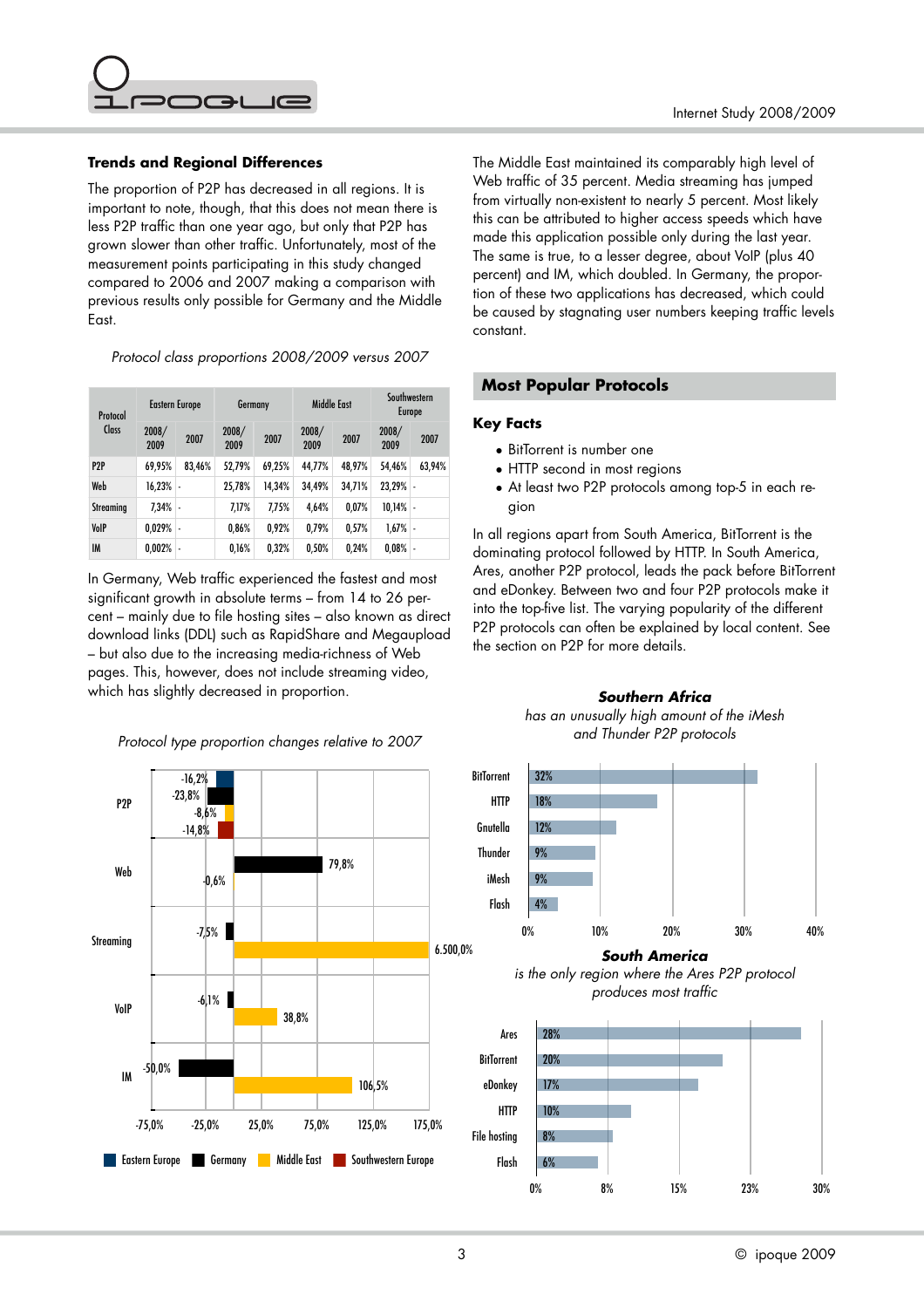### Trends and Regional Differences

The proportion of P2P has decreased in all regions. It is important to note, though, that this does not mean there is less P2P traffic than one year ago, but only that P2P has grown slower than other traffic. Unfortunately, most of the measurement points participating in this study changed compared to 2006 and 2007 making a comparison with previous results only possible for Germany and the Middle East.

*Protocol class proportions 2008/2009 versus 2007*

| Protocol Class | Eastern Europe | | Germany | | Middle East | | Southwestern Europe | |
|---|---|---|---|---|---|---|---|---|
| | 2008/ 2009 | 2007 | 2008/ 2009 | 2007 | 2008/ 2009 | 2007 | 2008/ 2009 | 2007 |
| P2P | 69,95% | 83,46% | 52,79% | 69,25% | 44,77% | 48,97% | 54,46% | 63,94% |
| Web | 16,23% | - | 25,78% | 14,34% | 34,49% | 34,71% | 23,29% | - |
| Streaming | 7,34% | - | 7,17% | 7,75% | 4,64% | 0,07% | 10,14% | - |
| VoIP | 0,029% | - | 0,86% | 0,92% | 0,79% | 0,57% | 1,67% | - |
| IM | 0,002% | - | 0,16% | 0,32% | 0,50% | 0,24% | 0,08% | - |

In Germany, Web traffic experienced the fastest and most significant growth in absolute terms – from 14 to 26 percent – mainly due to file hosting sites – also known as direct download links (DDL) such as RapidShare and Megaupload – but also due to the increasing media-richness of Web pages. This, however, does not include streaming video, which has slightly decreased in proportion.

*Protocol type proportion changes relative to 2007*

| Protocol type | Eastern Europe | Germany | Middle East | Southwestern Europe |
|---|---|---|---|---|
| P2P | -16,2% | -23,8% | -8,6% | -14,8% |
| Web | | 79,8% | -0,6% | |
| Streaming | | -7,5% | 6.500,0% | |
| VoIP | | -6,1% | 38,8% | |
| IM | | -50,0% | 106,5% | |

The Middle East maintained its comparably high level of Web traffic of 35 percent. Media streaming has jumped from virtually non-existent to nearly 5 percent. Most likely this can be attributed to higher access speeds which have made this application possible only during the last year. The same is true, to a lesser degree, about VoIP (plus 40 percent) and IM, which doubled. In Germany, the proportion of these two applications has decreased, which could be caused by stagnating user numbers keeping traffic levels constant.

## Most Popular Protocols

### Key Facts

- BitTorrent is number one
- HTTP second in most regions
- At least two P2P protocols among top-5 in each region

In all regions apart from South America, BitTorrent is the dominating protocol followed by HTTP. In South America, Ares, another P2P protocol, leads the pack before BitTorrent and eDonkey. Between two and four P2P protocols make it into the top-five list. The varying popularity of the different P2P protocols can often be explained by local content. See the section on P2P for more details.

***Southern Africa***

*has an unusually high amount of the iMesh and Thunder P2P protocols*

| Protocol | Share |
|---|---|
| BitTorrent | 32% |
| HTTP | 18% |
| Gnutella | 12% |
| Thunder | 9% |
| iMesh | 9% |
| Flash | 4% |

***South America***

*is the only region where the Ares P2P protocol produces most traffic*

| Protocol | Share |
|---|---|
| Ares | 28% |
| BitTorrent | 20% |
| eDonkey | 17% |
| HTTP | 10% |
| File hosting | 8% |
| Flash | 6% |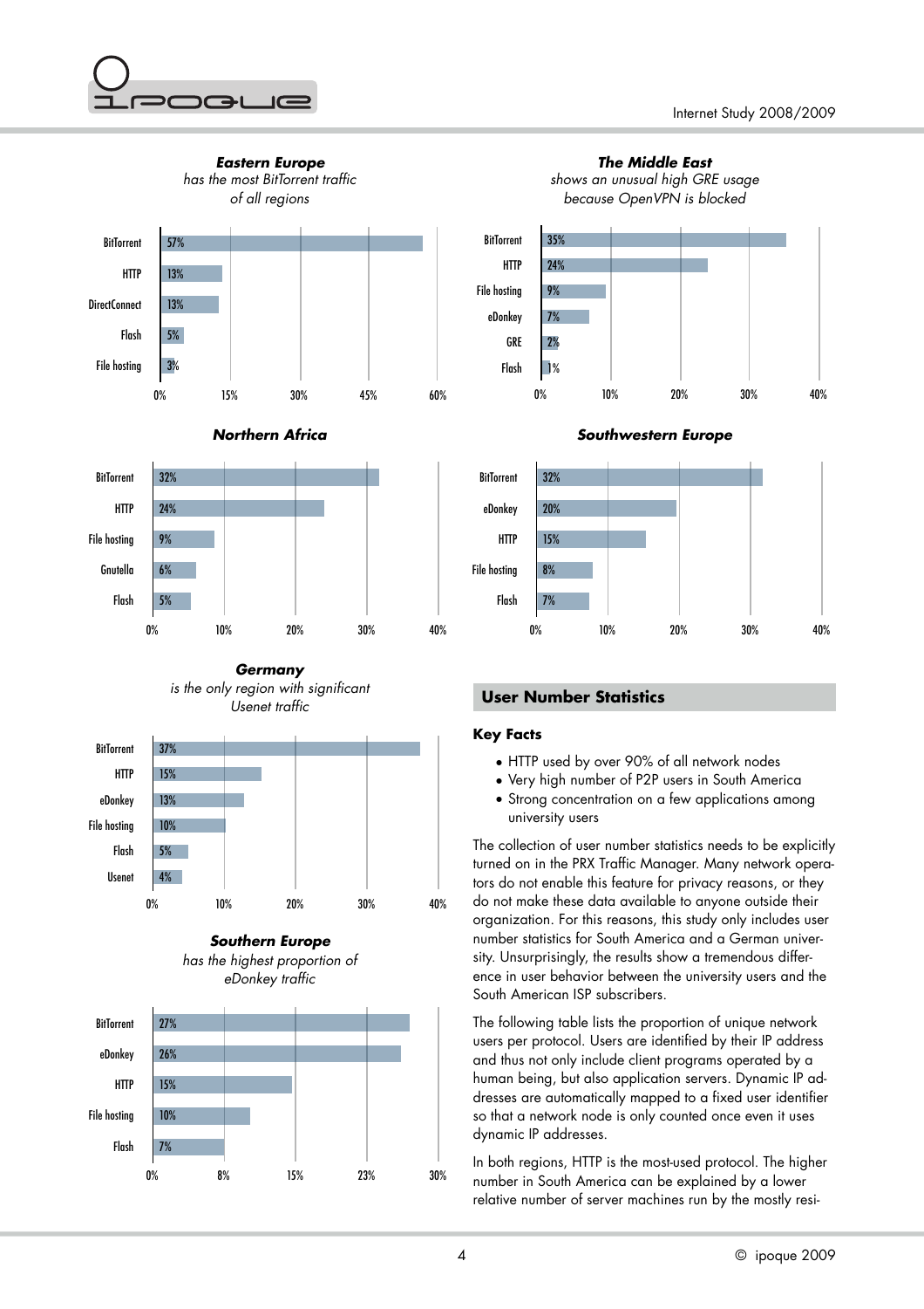### Eastern Europe

*has the most BitTorrent traffic of all regions*

| Protocol | Share |
|---|---|
| BitTorrent | 57% |
| HTTP | 13% |
| DirectConnect | 13% |
| Flash | 5% |
| File hosting | 3% |

### The Middle East

*shows an unusual high GRE usage because OpenVPN is blocked*

| Protocol | Share |
|---|---|
| BitTorrent | 35% |
| HTTP | 24% |
| File hosting | 9% |
| eDonkey | 7% |
| GRE | 2% |
| Flash | 1% |

### Northern Africa

| Protocol | Share |
|---|---|
| BitTorrent | 32% |
| HTTP | 24% |
| File hosting | 9% |
| Gnutella | 6% |
| Flash | 5% |

### Southwestern Europe

| Protocol | Share |
|---|---|
| BitTorrent | 32% |
| eDonkey | 20% |
| HTTP | 15% |
| File hosting | 8% |
| Flash | 7% |

### Germany

*is the only region with significant Usenet traffic*

| Protocol | Share |
|---|---|
| BitTorrent | 37% |
| HTTP | 15% |
| eDonkey | 13% |
| File hosting | 10% |
| Flash | 5% |
| Usenet | 4% |

### Southern Europe

*has the highest proportion of eDonkey traffic*

| Protocol | Share |
|---|---|
| BitTorrent | 27% |
| eDonkey | 26% |
| HTTP | 15% |
| File hosting | 10% |
| Flash | 7% |

## User Number Statistics

### Key Facts

- HTTP used by over 90% of all network nodes
- Very high number of P2P users in South America
- Strong concentration on a few applications among university users

The collection of user number statistics needs to be explicitly turned on in the PRX Traffic Manager. Many network operators do not enable this feature for privacy reasons, or they do not make these data available to anyone outside their organization. For this reasons, this study only includes user number statistics for South America and a German university. Unsurprisingly, the results show a tremendous difference in user behavior between the university users and the South American ISP subscribers.

The following table lists the proportion of unique network users per protocol. Users are identified by their IP address and thus not only include client programs operated by a human being, but also application servers. Dynamic IP addresses are automatically mapped to a fixed user identifier so that a network node is only counted once even it uses dynamic IP addresses.

In both regions, HTTP is the most-used protocol. The higher number in South America can be explained by a lower relative number of server machines run by the mostly resi-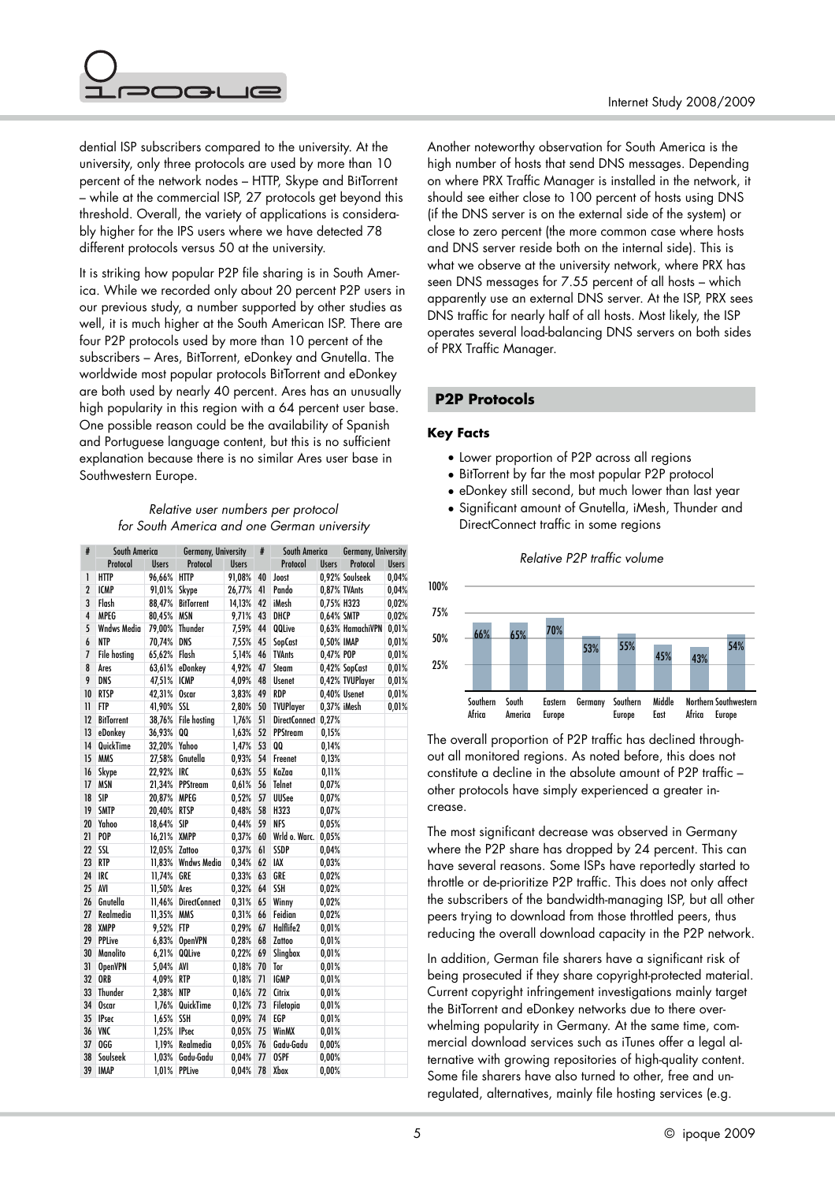dential ISP subscribers compared to the university. At the university, only three protocols are used by more than 10 percent of the network nodes – HTTP, Skype and BitTorrent – while at the commercial ISP, 27 protocols get beyond this threshold. Overall, the variety of applications is considerably higher for the IPS users where we have detected 78 different protocols versus 50 at the university.

It is striking how popular P2P file sharing is in South America. While we recorded only about 20 percent P2P users in our previous study, a number supported by other studies as well, it is much higher at the South American ISP. There are four P2P protocols used by more than 10 percent of the subscribers – Ares, BitTorrent, eDonkey and Gnutella. The worldwide most popular protocols BitTorrent and eDonkey are both used by nearly 40 percent. Ares has an unusually high popularity in this region with a 64 percent user base. One possible reason could be the availability of Spanish and Portuguese language content, but this is no sufficient explanation because there is no similar Ares user base in Southwestern Europe.

*Relative user numbers per protocol for South America and one German university*

| # | South America | | Germany, University | | # | South America | | Germany, University | |
|---|---|---|---|---|---|---|---|---|---|
| | Protocol | Users | Protocol | Users | | Protocol | Users | Protocol | Users |
| 1 | HTTP | 96,66% | HTTP | 91,08% | 40 | Joost | 0,92% | Soulseek | 0,04% |
| 2 | ICMP | 91,01% | Skype | 26,77% | 41 | Pando | 0,87% | TVAnts | 0,04% |
| 3 | Flash | 88,47% | BitTorrent | 14,13% | 42 | iMesh | 0,75% | H323 | 0,02% |
| 4 | MPEG | 80,45% | MSN | 9,71% | 43 | DHCP | 0,64% | SMTP | 0,02% |
| 5 | Wndws Media | 79,00% | Thunder | 7,59% | 44 | QQLive | 0,63% | HamachiVPN | 0,01% |
| 6 | NTP | 70,74% | DNS | 7,55% | 45 | SopCast | 0,50% | IMAP | 0,01% |
| 7 | File hosting | 65,62% | Flash | 5,14% | 46 | TVAnts | 0,47% | POP | 0,01% |
| 8 | Ares | 63,61% | eDonkey | 4,92% | 47 | Steam | 0,42% | SopCast | 0,01% |
| 9 | DNS | 47,51% | ICMP | 4,09% | 48 | Usenet | 0,42% | TVUPlayer | 0,01% |
| 10 | RTSP | 42,31% | Oscar | 3,83% | 49 | RDP | 0,40% | Usenet | 0,01% |
| 11 | FTP | 41,90% | SSL | 2,80% | 50 | TVUPlayer | 0,37% | iMesh | 0,01% |
| 12 | BitTorrent | 38,76% | File hosting | 1,76% | 51 | DirectConnect | 0,27% | | |
| 13 | eDonkey | 36,93% | QQ | 1,63% | 52 | PPStream | 0,15% | | |
| 14 | QuickTime | 32,20% | Yahoo | 1,47% | 53 | QQ | 0,14% | | |
| 15 | MMS | 27,58% | Gnutella | 0,93% | 54 | Freenet | 0,13% | | |
| 16 | Skype | 22,92% | IRC | 0,63% | 55 | KaZaa | 0,11% | | |
| 17 | MSN | 21,34% | PPStream | 0,61% | 56 | Telnet | 0,07% | | |
| 18 | SIP | 20,87% | MPEG | 0,52% | 57 | UUSee | 0,07% | | |
| 19 | SMTP | 20,40% | RTSP | 0,48% | 58 | H323 | 0,07% | | |
| 20 | Yahoo | 18,64% | SIP | 0,44% | 59 | NFS | 0,05% | | |
| 21 | POP | 16,21% | XMPP | 0,37% | 60 | Wrld o. Warc. | 0,05% | | |
| 22 | SSL | 12,05% | Zattoo | 0,37% | 61 | SSDP | 0,04% | | |
| 23 | RTP | 11,83% | Wndws Media | 0,34% | 62 | IAX | 0,03% | | |
| 24 | IRC | 11,74% | GRE | 0,33% | 63 | GRE | 0,02% | | |
| 25 | AVI | 11,50% | Ares | 0,32% | 64 | SSH | 0,02% | | |
| 26 | Gnutella | 11,46% | DirectConnect | 0,31% | 65 | Winny | 0,02% | | |
| 27 | Realmedia | 11,35% | MMS | 0,31% | 66 | Feidian | 0,02% | | |
| 28 | XMPP | 9,52% | FTP | 0,29% | 67 | Halflife2 | 0,01% | | |
| 29 | PPLive | 6,83% | OpenVPN | 0,28% | 68 | Zattoo | 0,01% | | |
| 30 | Manolito | 6,21% | QQLive | 0,22% | 69 | Slingbox | 0,01% | | |
| 31 | OpenVPN | 5,04% | AVI | 0,18% | 70 | Tor | 0,01% | | |
| 32 | ORB | 4,09% | RTP | 0,18% | 71 | IGMP | 0,01% | | |
| 33 | Thunder | 2,38% | NTP | 0,16% | 72 | Citrix | 0,01% | | |
| 34 | Oscar | 1,76% | QuickTime | 0,12% | 73 | Filetopia | 0,01% | | |
| 35 | IPsec | 1,65% | SSH | 0,09% | 74 | EGP | 0,01% | | |
| 36 | VNC | 1,25% | IPsec | 0,05% | 75 | WinMX | 0,01% | | |
| 37 | OGG | 1,19% | Realmedia | 0,05% | 76 | Gadu-Gadu | 0,00% | | |
| 38 | Soulseek | 1,03% | Gadu-Gadu | 0,04% | 77 | OSPF | 0,00% | | |
| 39 | IMAP | 1,01% | PPLive | 0,04% | 78 | Xbox | 0,00% | | |

Another noteworthy observation for South America is the high number of hosts that send DNS messages. Depending on where PRX Traffic Manager is installed in the network, it should see either close to 100 percent of hosts using DNS (if the DNS server is on the external side of the system) or close to zero percent (the more common case where hosts and DNS server reside both on the internal side). This is what we observe at the university network, where PRX has seen DNS messages for 7.55 percent of all hosts – which apparently use an external DNS server. At the ISP, PRX sees DNS traffic for nearly half of all hosts. Most likely, the ISP operates several load-balancing DNS servers on both sides of PRX Traffic Manager.

## P2P Protocols

### Key Facts

- Lower proportion of P2P across all regions
- BitTorrent by far the most popular P2P protocol
- eDonkey still second, but much lower than last year
- Significant amount of Gnutella, iMesh, Thunder and DirectConnect traffic in some regions

*Relative P2P traffic volume*

| Region | P2P share |
|---|---|
| Southern Africa | 66% |
| South America | 65% |
| Eastern Europe | 70% |
| Germany | 53% |
| Southern Europe | 55% |
| Middle East | 45% |
| Northern Africa | 43% |
| Southwestern Europe | 54% |

The overall proportion of P2P traffic has declined throughout all monitored regions. As noted before, this does not constitute a decline in the absolute amount of P2P traffic – other protocols have simply experienced a greater increase.

The most significant decrease was observed in Germany where the P2P share has dropped by 24 percent. This can have several reasons. Some ISPs have reportedly started to throttle or de-prioritize P2P traffic. This does not only affect the subscribers of the bandwidth-managing ISP, but all other peers trying to download from those throttled peers, thus reducing the overall download capacity in the P2P network.

In addition, German file sharers have a significant risk of being prosecuted if they share copyright-protected material. Current copyright infringement investigations mainly target the BitTorrent and eDonkey networks due to there overwhelming popularity in Germany. At the same time, commercial download services such as iTunes offer a legal alternative with growing repositories of high-quality content. Some file sharers have also turned to other, free and unregulated, alternatives, mainly file hosting services (e.g.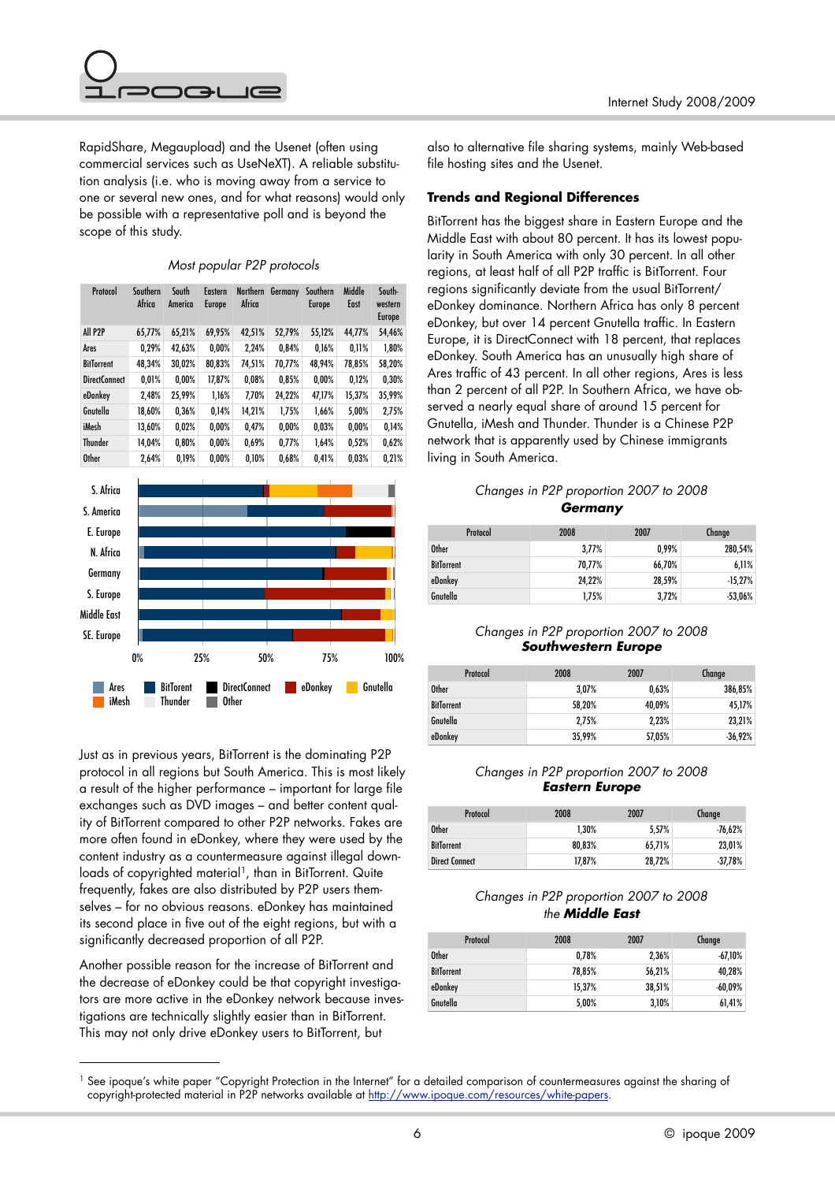RapidShare, Megaupload) and the Usenet (often using commercial services such as UseNeXT). A reliable substitution analysis (i.e. who is moving away from a service to one or several new ones, and for what reasons) would only be possible with a representative poll and is beyond the scope of this study.

*Most popular P2P protocols*

| Protocol | Southern Africa | South America | Eastern Europe | Northern Africa | Germany | Southern Europe | Middle East | South-western Europe |
|---|---|---|---|---|---|---|---|---|
| All P2P | 65,77% | 65,21% | 69,95% | 42,51% | 52,79% | 55,12% | 44,77% | 54,46% |
| Ares | 0,29% | 42,63% | 0,00% | 2,24% | 0,84% | 0,16% | 0,11% | 1,80% |
| BitTorrent | 48,34% | 30,02% | 80,83% | 74,51% | 70,77% | 48,94% | 78,85% | 58,20% |
| DirectConnect | 0,01% | 0,00% | 17,87% | 0,08% | 0,85% | 0,00% | 0,12% | 0,30% |
| eDonkey | 2,48% | 25,99% | 1,16% | 7,70% | 24,22% | 47,17% | 15,37% | 35,99% |
| Gnutella | 18,60% | 0,36% | 0,14% | 14,21% | 1,75% | 1,66% | 5,00% | 2,75% |
| iMesh | 13,60% | 0,02% | 0,00% | 0,47% | 0,00% | 0,03% | 0,00% | 0,14% |
| Thunder | 14,04% | 0,80% | 0,00% | 0,69% | 0,77% | 1,64% | 0,52% | 0,62% |
| Other | 2,64% | 0,19% | 0,00% | 0,10% | 0,68% | 0,41% | 0,03% | 0,21% |

Just as in previous years, BitTorrent is the dominating P2P protocol in all regions but South America. This is most likely a result of the higher performance – important for large file exchanges such as DVD images – and better content quality of BitTorrent compared to other P2P networks. Fakes are more often found in eDonkey, where they were used by the content industry as a countermeasure against illegal downloads of copyrighted material[1], than in BitTorrent. Quite frequently, fakes are also distributed by P2P users themselves – for no obvious reasons. eDonkey has maintained its second place in five out of the eight regions, but with a significantly decreased proportion of all P2P.

Another possible reason for the increase of BitTorrent and the decrease of eDonkey could be that copyright investigators are more active in the eDonkey network because investigations are technically slightly easier than in BitTorrent. This may not only drive eDonkey users to BitTorrent, but also to alternative file sharing systems, mainly Web-based file hosting sites and the Usenet.

### Trends and Regional Differences

BitTorrent has the biggest share in Eastern Europe and the Middle East with about 80 percent. It has its lowest popularity in South America with only 30 percent. In all other regions, at least half of all P2P traffic is BitTorrent. Four regions significantly deviate from the usual BitTorrent/eDonkey dominance. Northern Africa has only 8 percent eDonkey, but over 14 percent Gnutella traffic. In Eastern Europe, it is DirectConnect with 18 percent, that replaces eDonkey. South America has an unusually high share of Ares traffic of 43 percent. In all other regions, Ares is less than 2 percent of all P2P. In Southern Africa, we have observed a nearly equal share of around 15 percent for Gnutella, iMesh and Thunder. Thunder is a Chinese P2P network that is apparently used by Chinese immigrants living in South America.

*Changes in P2P proportion 2007 to 2008*
***Germany***

| Protocol | 2008 | 2007 | Change |
|---|---|---|---|
| Other | 3,77% | 0,99% | 280,54% |
| BitTorrent | 70,77% | 66,70% | 6,11% |
| eDonkey | 24,22% | 28,59% | -15,27% |
| Gnutella | 1,75% | 3,72% | -53,06% |

*Changes in P2P proportion 2007 to 2008*
***Southwestern Europe***

| Protocol | 2008 | 2007 | Change |
|---|---|---|---|
| Other | 3,07% | 0,63% | 386,85% |
| BitTorrent | 58,20% | 40,09% | 45,17% |
| Gnutella | 2,75% | 2,23% | 23,21% |
| eDonkey | 35,99% | 57,05% | -36,92% |

*Changes in P2P proportion 2007 to 2008*
***Eastern Europe***

| Protocol | 2008 | 2007 | Change |
|---|---|---|---|
| Other | 1,30% | 5,57% | -76,62% |
| BitTorrent | 80,83% | 65,71% | 23,01% |
| Direct Connect | 17,87% | 28,72% | -37,78% |

*Changes in P2P proportion 2007 to 2008*
*the* ***Middle East***

| Protocol | 2008 | 2007 | Change |
|---|---|---|---|
| Other | 0,78% | 2,36% | -67,10% |
| BitTorrent | 78,85% | 56,21% | 40,28% |
| eDonkey | 15,37% | 38,51% | -60,09% |
| Gnutella | 5,00% | 3,10% | 61,41% |

[1] See ipoque's white paper "Copyright Protection in the Internet" for a detailed comparison of countermeasures against the sharing of copyright-protected material in P2P networks available at http://www.ipoque.com/resources/white-papers.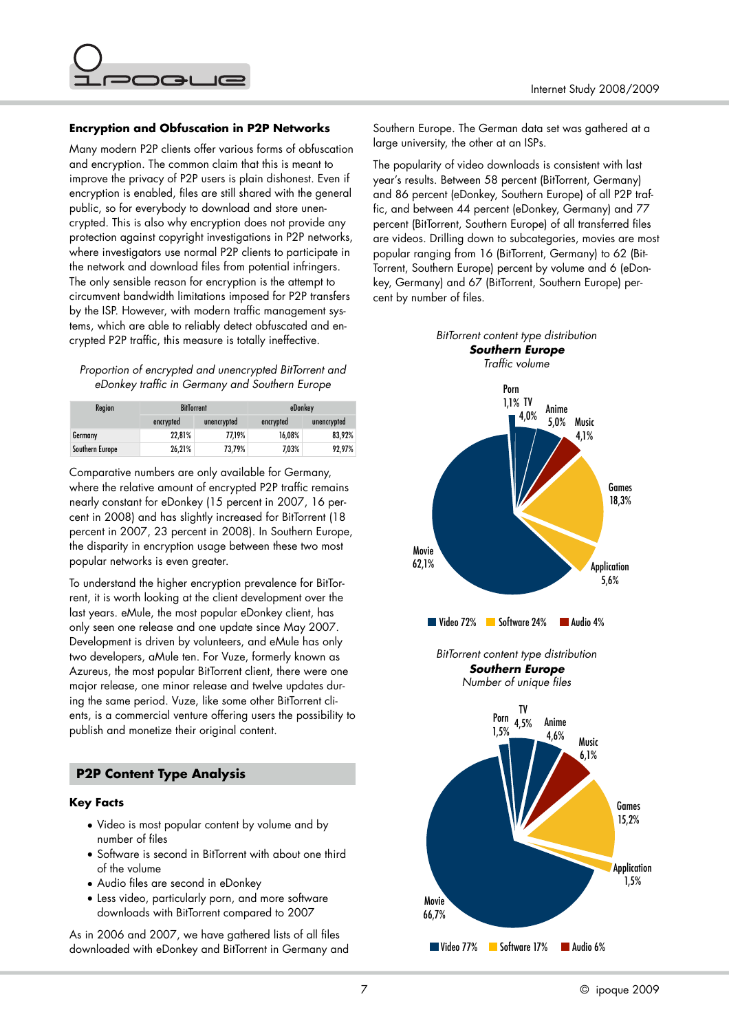### Encryption and Obfuscation in P2P Networks

Many modern P2P clients offer various forms of obfuscation and encryption. The common claim that this is meant to improve the privacy of P2P users is plain dishonest. Even if encryption is enabled, files are still shared with the general public, so for everybody to download and store unencrypted. This is also why encryption does not provide any protection against copyright investigations in P2P networks, where investigators use normal P2P clients to participate in the network and download files from potential infringers. The only sensible reason for encryption is the attempt to circumvent bandwidth limitations imposed for P2P transfers by the ISP. However, with modern traffic management systems, which are able to reliably detect obfuscated and encrypted P2P traffic, this measure is totally ineffective.

*Proportion of encrypted and unencrypted BitTorrent and eDonkey traffic in Germany and Southern Europe*

| Region | BitTorrent | | eDonkey | |
|---|---|---|---|---|
| | encrypted | unencrypted | encrypted | unencrypted |
| Germany | 22,81% | 77,19% | 16,08% | 83,92% |
| Southern Europe | 26,21% | 73,79% | 7,03% | 92,97% |

Comparative numbers are only available for Germany, where the relative amount of encrypted P2P traffic remains nearly constant for eDonkey (15 percent in 2007, 16 percent in 2008) and has slightly increased for BitTorrent (18 percent in 2007, 23 percent in 2008). In Southern Europe, the disparity in encryption usage between these two most popular networks is even greater.

To understand the higher encryption prevalence for BitTorrent, it is worth looking at the client development over the last years. eMule, the most popular eDonkey client, has only seen one release and one update since May 2007. Development is driven by volunteers, and eMule has only two developers, aMule ten. For Vuze, formerly known as Azureus, the most popular BitTorrent client, there were one major release, one minor release and twelve updates during the same period. Vuze, like some other BitTorrent clients, is a commercial venture offering users the possibility to publish and monetize their original content.

## P2P Content Type Analysis

### Key Facts

- Video is most popular content by volume and by number of files
- Software is second in BitTorrent with about one third of the volume
- Audio files are second in eDonkey
- Less video, particularly porn, and more software downloads with BitTorrent compared to 2007

As in 2006 and 2007, we have gathered lists of all files downloaded with eDonkey and BitTorrent in Germany and Southern Europe. The German data set was gathered at a large university, the other at an ISPs.

The popularity of video downloads is consistent with last year's results. Between 58 percent (BitTorrent, Germany) and 86 percent (eDonkey, Southern Europe) of all P2P traffic, and between 44 percent (eDonkey, Germany) and 77 percent (BitTorrent, Southern Europe) of all transferred files are videos. Drilling down to subcategories, movies are most popular ranging from 16 (BitTorrent, Germany) to 62 (BitTorrent, Southern Europe) percent by volume and 6 (eDonkey, Germany) and 67 (BitTorrent, Southern Europe) percent by number of files.

*BitTorrent content type distribution*
***Southern Europe***
*Traffic volume*

Porn 1,1%, TV 4,0%, Anime 5,0%, Music 4,1%, Games 18,3%, Application 5,6%, Movie 62,1%

Video 72% | Software 24% | Audio 4%

*BitTorrent content type distribution*
***Southern Europe***
*Number of unique files*

Porn 1,5%, TV 4,5%, Anime 4,6%, Music 6,1%, Games 15,2%, Application 1,5%, Movie 66,7%

Video 77% | Software 17% | Audio 6%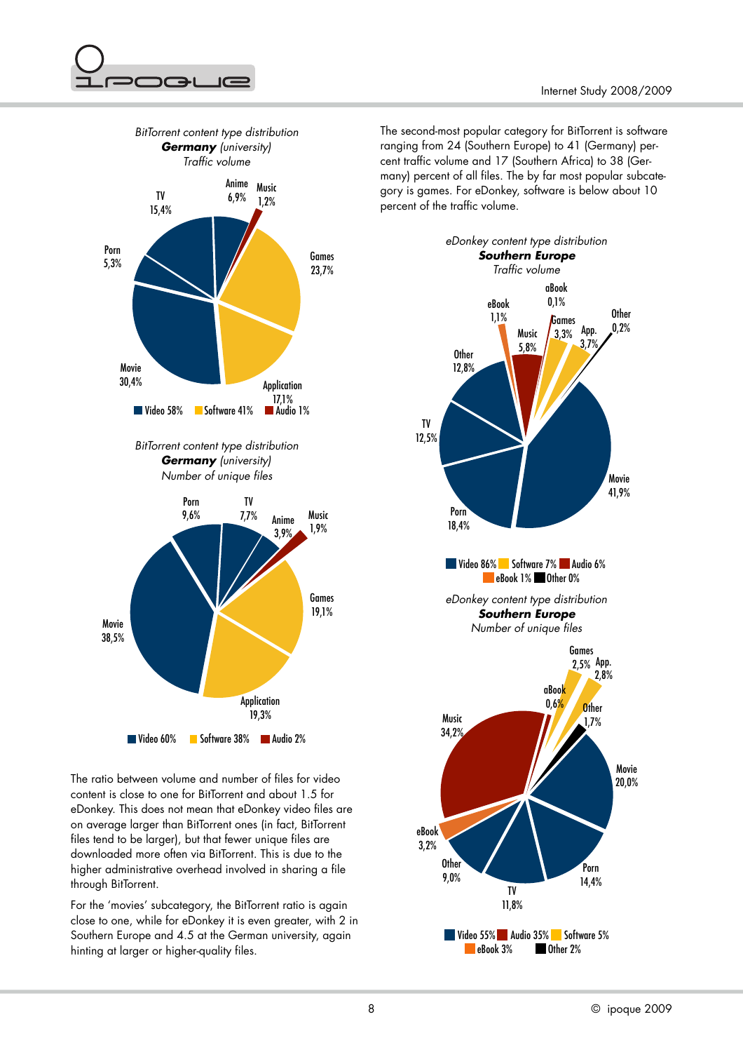*BitTorrent content type distribution*
***Germany** (university)*
*Traffic volume*

TV 15,4% · Anime 6,9% · Music 1,2% · Games 23,7% · Application 17,1% · Movie 30,4% · Porn 5,3%

Video 58% · Software 41% · Audio 1%

*BitTorrent content type distribution*
***Germany** (university)*
*Number of unique files*

Porn 9,6% · TV 7,7% · Anime 3,9% · Music 1,9% · Games 19,1% · Application 19,3% · Movie 38,5%

Video 60% · Software 38% · Audio 2%

The ratio between volume and number of files for video content is close to one for BitTorrent and about 1.5 for eDonkey. This does not mean that eDonkey video files are on average larger than BitTorrent ones (in fact, BitTorrent files tend to be larger), but that fewer unique files are downloaded more often via BitTorrent. This is due to the higher administrative overhead involved in sharing a file through BitTorrent.

For the 'movies' subcategory, the BitTorrent ratio is again close to one, while for eDonkey it is even greater, with 2 in Southern Europe and 4.5 at the German university, again hinting at larger or higher-quality files.

The second-most popular category for BitTorrent is software ranging from 24 (Southern Europe) to 41 (Germany) percent of traffic volume and 17 (Southern Africa) to 38 (Germany) percent of all files. The by far most popular subcategory is games. For eDonkey, software is below about 10 percent of the traffic volume.

*eDonkey content type distribution*
***Southern Europe***
*Traffic volume*

aBook 0,1% · eBook 1,1% · Music 5,8% · Games 3,3% · App. 3,7% · Other 0,2% · Other 12,8% · TV 12,5% · Porn 18,4% · Movie 41,9%

Video 86% · Software 7% · Audio 6% · eBook 1% · Other 0%

*eDonkey content type distribution*
***Southern Europe***
*Number of unique files*

Games 2,5% · App. 2,8% · aBook 0,6% · Other 1,7% · Music 34,2% · Movie 20,0% · eBook 3,2% · Other 9,0% · TV 11,8% · Porn 14,4%

Video 55% · Audio 35% · Software 5% · eBook 3% · Other 2%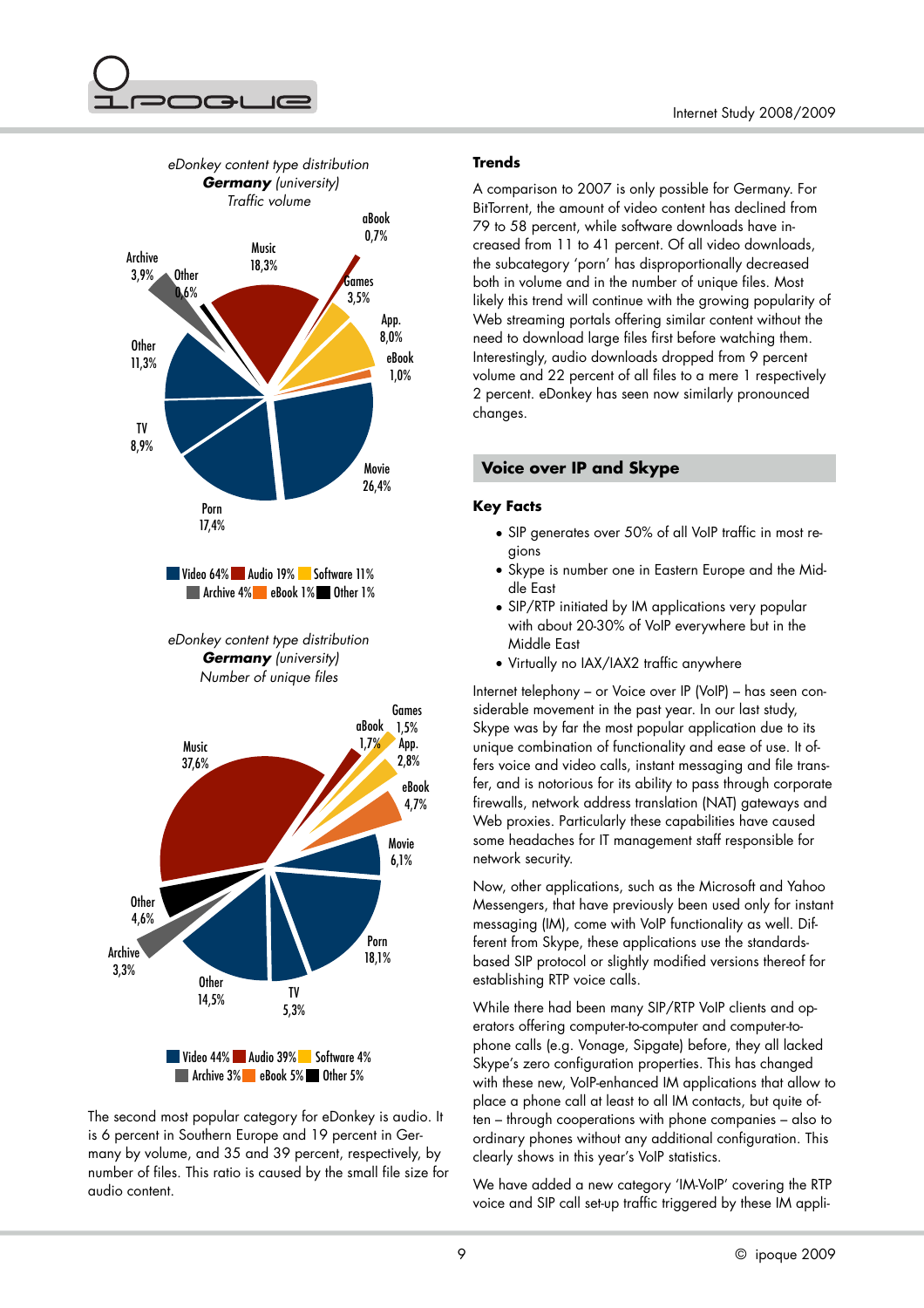*eDonkey content type distribution*
***Germany** (university)*
*Traffic volume*

aBook 0,7%
Music 18,3%
Archive 3,9%
Other 0,6%
Games 3,5%
App. 8,0%
eBook 1,0%
Other 11,3%
TV 8,9%
Movie 26,4%
Porn 17,4%

Video 64% Audio 19% Software 11%
Archive 4% eBook 1% Other 1%

*eDonkey content type distribution*
***Germany** (university)*
*Number of unique files*

Games 1,5%
aBook 1,7%
App. 2,8%
Music 37,6%
eBook 4,7%
Movie 6,1%
Other 4,6%
Porn 18,1%
Archive 3,3%
Other 14,5%
TV 5,3%

Video 44% Audio 39% Software 4%
Archive 3% eBook 5% Other 5%

The second most popular category for eDonkey is audio. It is 6 percent in Southern Europe and 19 percent in Germany by volume, and 35 and 39 percent, respectively, by number of files. This ratio is caused by the small file size for audio content.

**Trends**

A comparison to 2007 is only possible for Germany. For BitTorrent, the amount of video content has declined from 79 to 58 percent, while software downloads have increased from 11 to 41 percent. Of all video downloads, the subcategory 'porn' has disproportionally decreased both in volume and in the number of unique files. Most likely this trend will continue with the growing popularity of Web streaming portals offering similar content without the need to download large files first before watching them. Interestingly, audio downloads dropped from 9 percent volume and 22 percent of all files to a mere 1 respectively 2 percent. eDonkey has seen now similarly pronounced changes.

## Voice over IP and Skype

### Key Facts

- SIP generates over 50% of all VoIP traffic in most regions
- Skype is number one in Eastern Europe and the Middle East
- SIP/RTP initiated by IM applications very popular with about 20-30% of VoIP everywhere but in the Middle East
- Virtually no IAX/IAX2 traffic anywhere

Internet telephony – or Voice over IP (VoIP) – has seen considerable movement in the past year. In our last study, Skype was by far the most popular application due to its unique combination of functionality and ease of use. It offers voice and video calls, instant messaging and file transfer, and is notorious for its ability to pass through corporate firewalls, network address translation (NAT) gateways and Web proxies. Particularly these capabilities have caused some headaches for IT management staff responsible for network security.

Now, other applications, such as the Microsoft and Yahoo Messengers, that have previously been used only for instant messaging (IM), come with VoIP functionality as well. Different from Skype, these applications use the standards-based SIP protocol or slightly modified versions thereof for establishing RTP voice calls.

While there had been many SIP/RTP VoIP clients and operators offering computer-to-computer and computer-to-phone calls (e.g. Vonage, Sipgate) before, they all lacked Skype's zero configuration properties. This has changed with these new, VoIP-enhanced IM applications that allow to place a phone call at least to all IM contacts, but quite often – through cooperations with phone companies – also to ordinary phones without any additional configuration. This clearly shows in this year's VoIP statistics.

We have added a new category 'IM-VoIP' covering the RTP voice and SIP call set-up traffic triggered by these IM appli-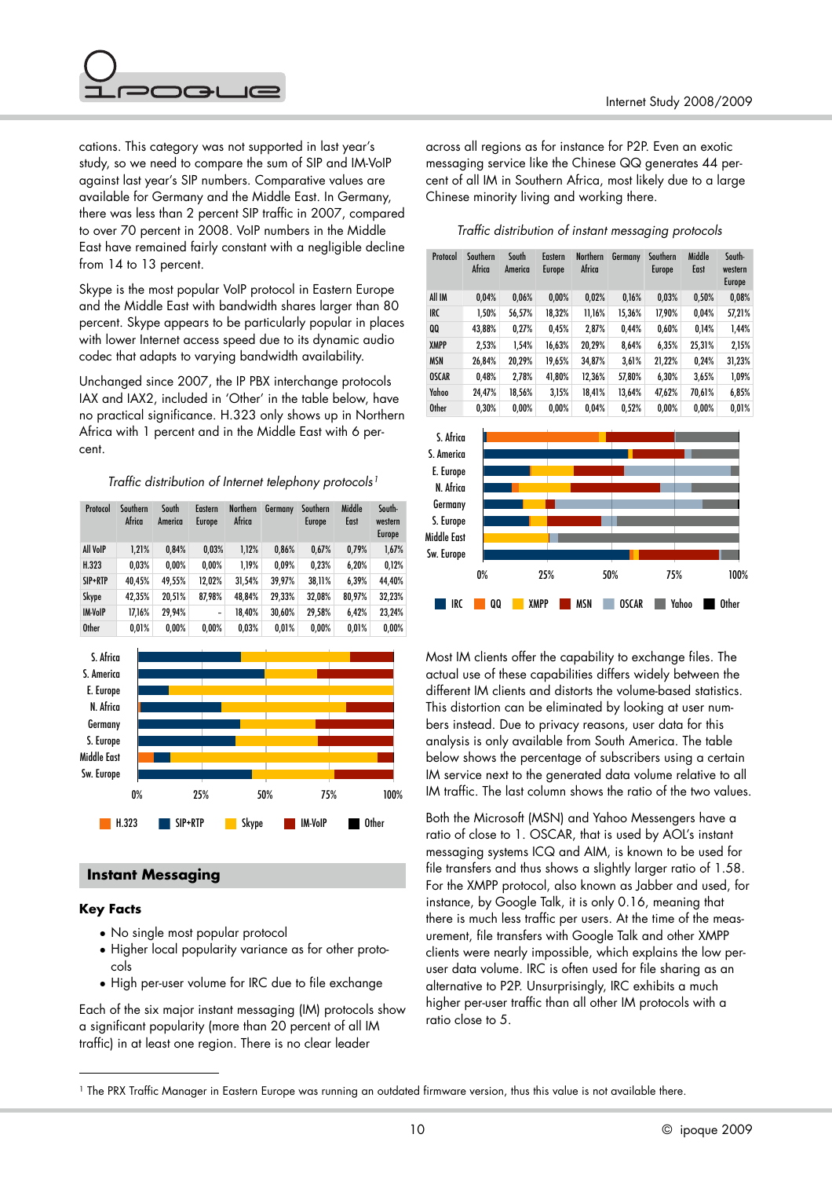cations. This category was not supported in last year's study, so we need to compare the sum of SIP and IM-VoIP against last year's SIP numbers. Comparative values are available for Germany and the Middle East. In Germany, there was less than 2 percent SIP traffic in 2007, compared to over 70 percent in 2008. VoIP numbers in the Middle East have remained fairly constant with a negligible decline from 14 to 13 percent.

Skype is the most popular VoIP protocol in Eastern Europe and the Middle East with bandwidth shares larger than 80 percent. Skype appears to be particularly popular in places with lower Internet access speed due to its dynamic audio codec that adapts to varying bandwidth availability.

Unchanged since 2007, the IP PBX interchange protocols IAX and IAX2, included in 'Other' in the table below, have no practical significance. H.323 only shows up in Northern Africa with 1 percent and in the Middle East with 6 percent.

*Traffic distribution of Internet telephony protocols*[1]

| Protocol | Southern Africa | South America | Eastern Europe | Northern Africa | Germany | Southern Europe | Middle East | South-western Europe |
|---|---|---|---|---|---|---|---|---|
| All VoIP | 1,21% | 0,84% | 0,03% | 1,12% | 0,86% | 0,67% | 0,79% | 1,67% |
| H.323 | 0,03% | 0,00% | 0,00% | 1,19% | 0,09% | 0,23% | 6,20% | 0,12% |
| SIP+RTP | 40,45% | 49,55% | 12,02% | 31,54% | 39,97% | 38,11% | 6,39% | 44,40% |
| Skype | 42,35% | 20,51% | 87,98% | 48,84% | 29,33% | 32,08% | 80,97% | 32,23% |
| IM-VoIP | 17,16% | 29,94% | - | 18,40% | 30,60% | 29,58% | 6,42% | 23,24% |
| Other | 0,01% | 0,00% | 0,00% | 0,03% | 0,01% | 0,00% | 0,01% | 0,00% |

## Instant Messaging

### Key Facts

- No single most popular protocol
- Higher local popularity variance as for other protocols
- High per-user volume for IRC due to file exchange

Each of the six major instant messaging (IM) protocols show a significant popularity (more than 20 percent of all IM traffic) in at least one region. There is no clear leader across all regions as for instance for P2P. Even an exotic messaging service like the Chinese QQ generates 44 percent of all IM in Southern Africa, most likely due to a large Chinese minority living and working there.

*Traffic distribution of instant messaging protocols*

| Protocol | Southern Africa | South America | Eastern Europe | Northern Africa | Germany | Southern Europe | Middle East | South-western Europe |
|---|---|---|---|---|---|---|---|---|
| All IM | 0,04% | 0,06% | 0,00% | 0,02% | 0,16% | 0,03% | 0,50% | 0,08% |
| IRC | 1,50% | 56,57% | 18,32% | 11,16% | 15,36% | 17,90% | 0,04% | 57,21% |
| QQ | 43,88% | 0,27% | 0,45% | 2,87% | 0,44% | 0,60% | 0,14% | 1,44% |
| XMPP | 2,53% | 1,54% | 16,63% | 20,29% | 8,64% | 6,35% | 25,31% | 2,15% |
| MSN | 26,84% | 20,29% | 19,65% | 34,87% | 3,61% | 21,22% | 0,24% | 31,23% |
| OSCAR | 0,48% | 2,78% | 41,80% | 12,36% | 57,80% | 6,30% | 3,65% | 1,09% |
| Yahoo | 24,47% | 18,56% | 3,15% | 18,41% | 13,64% | 47,62% | 70,61% | 6,85% |
| Other | 0,30% | 0,00% | 0,00% | 0,04% | 0,52% | 0,00% | 0,00% | 0,01% |

Most IM clients offer the capability to exchange files. The actual use of these capabilities differs widely between the different IM clients and distorts the volume-based statistics. This distortion can be eliminated by looking at user numbers instead. Due to privacy reasons, user data for this analysis is only available from South America. The table below shows the percentage of subscribers using a certain IM service next to the generated data volume relative to all IM traffic. The last column shows the ratio of the two values.

Both the Microsoft (MSN) and Yahoo Messengers have a ratio of close to 1. OSCAR, that is used by AOL's instant messaging systems ICQ and AIM, is known to be used for file transfers and thus shows a slightly larger ratio of 1.58. For the XMPP protocol, also known as Jabber and used, for instance, by Google Talk, it is only 0.16, meaning that there is much less traffic per users. At the time of the measurement, file transfers with Google Talk and other XMPP clients were nearly impossible, which explains the low per-user data volume. IRC is often used for file sharing as an alternative to P2P. Unsurprisingly, IRC exhibits a much higher per-user traffic than all other IM protocols with a ratio close to 5.

[1] The PRX Traffic Manager in Eastern Europe was running an outdated firmware version, thus this value is not available there.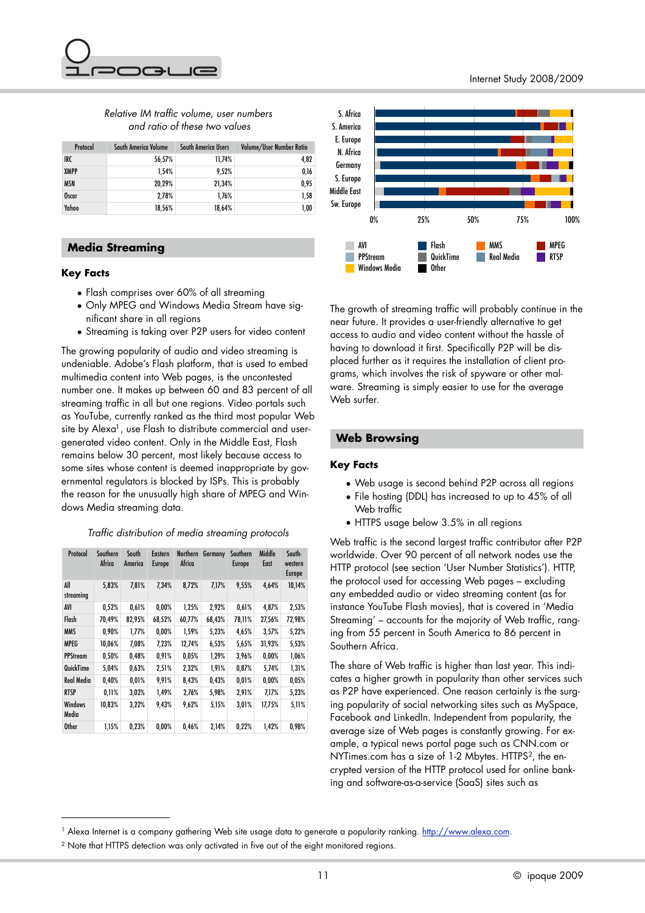*Relative IM traffic volume, user numbers and ratio of these two values*

| Protocol | South America Volume | South America Users | Volume/User Number Ratio |
|---|---|---|---|
| IRC | 56,57% | 11,74% | 4,82 |
| XMPP | 1,54% | 9,52% | 0,16 |
| MSN | 20,29% | 21,34% | 0,95 |
| Oscar | 2,78% | 1,76% | 1,58 |
| Yahoo | 18,56% | 18,64% | 1,00 |

## Media Streaming

### Key Facts

- Flash comprises over 60% of all streaming
- Only MPEG and Windows Media Stream have significant share in all regions
- Streaming is taking over P2P users for video content

The growing popularity of audio and video streaming is undeniable. Adobe's Flash platform, that is used to embed multimedia content into Web pages, is the uncontested number one. It makes up between 60 and 83 percent of all streaming traffic in all but one regions. Video portals such as YouTube, currently ranked as the third most popular Web site by Alexa[1], use Flash to distribute commercial and user-generated video content. Only in the Middle East, Flash remains below 30 percent, most likely because access to some sites whose content is deemed inappropriate by governmental regulators is blocked by ISPs. This is probably the reason for the unusually high share of MPEG and Windows Media streaming data.

*Traffic distribution of media streaming protocols*

| Protocol | Southern Africa | South America | Eastern Europe | Northern Africa | Germany | Southern Europe | Middle East | South-western Europe |
|---|---|---|---|---|---|---|---|---|
| All streaming | 5,83% | 7,81% | 7,34% | 8,72% | 7,17% | 9,55% | 4,64% | 10,14% |
| AVI | 0,52% | 0,61% | 0,00% | 1,25% | 2,92% | 0,61% | 4,87% | 2,53% |
| Flash | 70,49% | 82,95% | 68,52% | 60,77% | 68,43% | 78,11% | 27,56% | 72,98% |
| MMS | 0,90% | 1,77% | 0,00% | 1,59% | 5,23% | 4,65% | 3,57% | 5,22% |
| MPEG | 10,06% | 7,08% | 7,23% | 12,74% | 6,53% | 5,65% | 31,93% | 5,53% |
| PPStream | 0,50% | 0,48% | 0,91% | 0,05% | 1,29% | 3,96% | 0,00% | 1,06% |
| QuickTime | 5,04% | 0,63% | 2,51% | 2,32% | 1,91% | 0,87% | 5,74% | 1,31% |
| Real Media | 0,40% | 0,01% | 9,91% | 8,43% | 0,43% | 0,01% | 0,00% | 0,05% |
| RTSP | 0,11% | 3,02% | 1,49% | 2,76% | 5,98% | 2,91% | 7,17% | 5,23% |
| Windows Media | 10,83% | 3,22% | 9,43% | 9,62% | 5,15% | 3,01% | 17,75% | 5,11% |
| Other | 1,15% | 0,23% | 0,00% | 0,46% | 2,14% | 0,22% | 1,42% | 0,98% |

The growth of streaming traffic will probably continue in the near future. It provides a user-friendly alternative to get access to audio and video content without the hassle of having to download it first. Specifically P2P will be displaced further as it requires the installation of client programs, which involves the risk of spyware or other malware. Streaming is simply easier to use for the average Web surfer.

## Web Browsing

### Key Facts

- Web usage is second behind P2P across all regions
- File hosting (DDL) has increased to up to 45% of all Web traffic
- HTTPS usage below 3.5% in all regions

Web traffic is the second largest traffic contributor after P2P worldwide. Over 90 percent of all network nodes use the HTTP protocol (see section 'User Number Statistics'). HTTP, the protocol used for accessing Web pages – excluding any embedded audio or video streaming content (as for instance YouTube Flash movies), that is covered in 'Media Streaming' – accounts for the majority of Web traffic, ranging from 55 percent in South America to 86 percent in Southern Africa.

The share of Web traffic is higher than last year. This indicates a higher growth in popularity than other services such as P2P have experienced. One reason certainly is the surging popularity of social networking sites such as MySpace, Facebook and LinkedIn. Independent from popularity, the average size of Web pages is constantly growing. For example, a typical news portal page such as CNN.com or NYTimes.com has a size of 1-2 Mbytes. HTTPS[2], the encrypted version of the HTTP protocol used for online banking and software-as-a-service (SaaS) sites such as

[1] Alexa Internet is a company gathering Web site usage data to generate a popularity ranking. http://www.alexa.com.

[2] Note that HTTPS detection was only activated in five out of the eight monitored regions.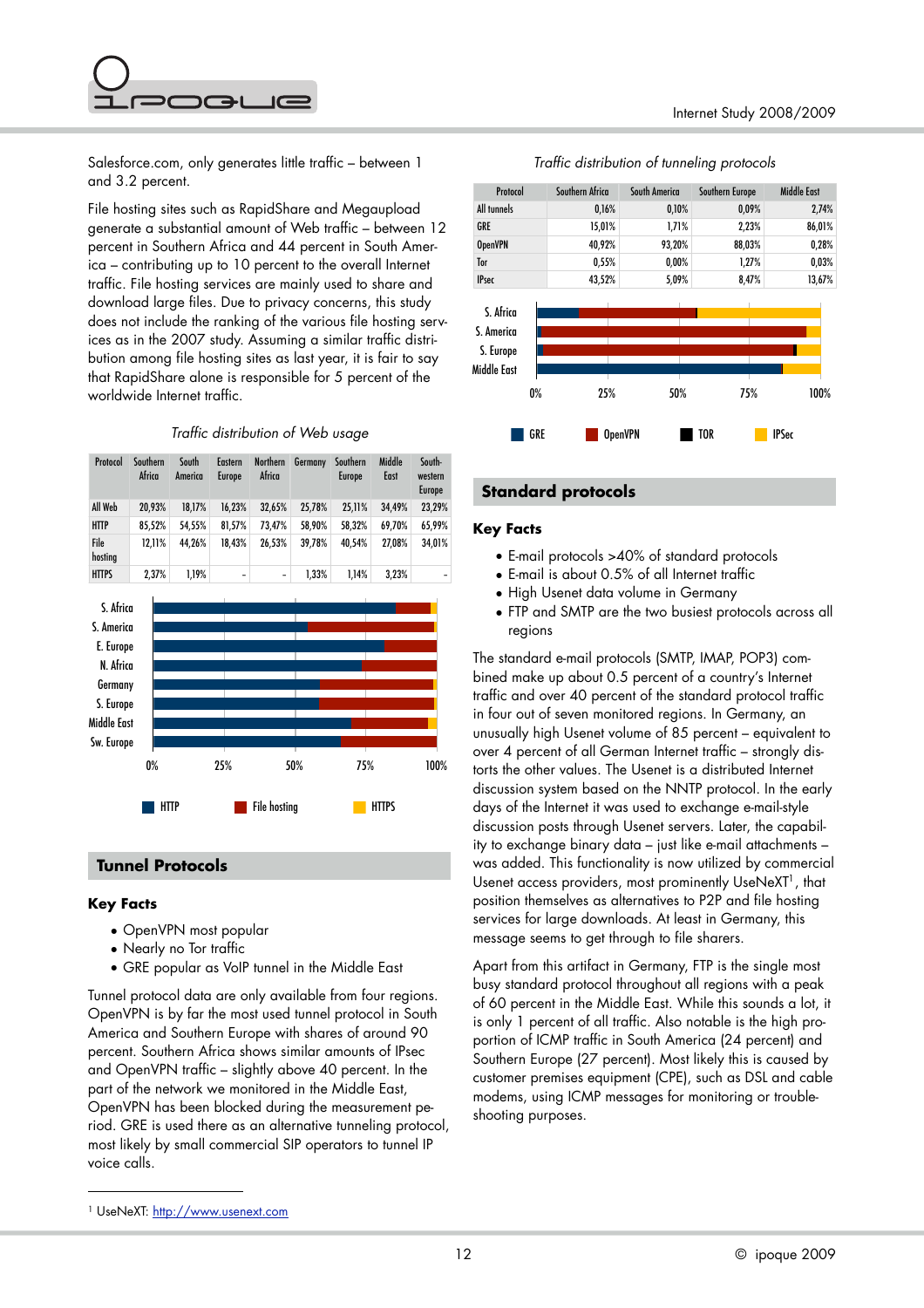Salesforce.com, only generates little traffic – between 1 and 3.2 percent.

File hosting sites such as RapidShare and Megaupload generate a substantial amount of Web traffic – between 12 percent in Southern Africa and 44 percent in South America – contributing up to 10 percent to the overall Internet traffic. File hosting services are mainly used to share and download large files. Due to privacy concerns, this study does not include the ranking of the various file hosting services as in the 2007 study. Assuming a similar traffic distribution among file hosting sites as last year, it is fair to say that RapidShare alone is responsible for 5 percent of the worldwide Internet traffic.

*Traffic distribution of Web usage*

| Protocol | Southern Africa | South America | Eastern Europe | Northern Africa | Germany | Southern Europe | Middle East | South-western Europe |
|---|---|---|---|---|---|---|---|---|
| All Web | 20,93% | 18,17% | 16,23% | 32,65% | 25,78% | 25,11% | 34,49% | 23,29% |
| HTTP | 85,52% | 54,55% | 81,57% | 73,47% | 58,90% | 58,32% | 69,70% | 65,99% |
| File hosting | 12,11% | 44,26% | 18,43% | 26,53% | 39,78% | 40,54% | 27,08% | 34,01% |
| HTTPS | 2,37% | 1,19% | - | - | 1,33% | 1,14% | 3,23% | - |

## Tunnel Protocols

### Key Facts

- OpenVPN most popular
- Nearly no Tor traffic
- GRE popular as VoIP tunnel in the Middle East

Tunnel protocol data are only available from four regions. OpenVPN is by far the most used tunnel protocol in South America and Southern Europe with shares of around 90 percent. Southern Africa shows similar amounts of IPsec and OpenVPN traffic – slightly above 40 percent. In the part of the network we monitored in the Middle East, OpenVPN has been blocked during the measurement period. GRE is used there as an alternative tunneling protocol, most likely by small commercial SIP operators to tunnel IP voice calls.

*Traffic distribution of tunneling protocols*

| Protocol | Southern Africa | South America | Southern Europe | Middle East |
|---|---|---|---|---|
| All tunnels | 0,16% | 0,10% | 0,09% | 2,74% |
| GRE | 15,01% | 1,71% | 2,23% | 86,01% |
| OpenVPN | 40,92% | 93,20% | 88,03% | 0,28% |
| Tor | 0,55% | 0,00% | 1,27% | 0,03% |
| IPsec | 43,52% | 5,09% | 8,47% | 13,67% |

## Standard protocols

### Key Facts

- E-mail protocols >40% of standard protocols
- E-mail is about 0.5% of all Internet traffic
- High Usenet data volume in Germany
- FTP and SMTP are the two busiest protocols across all regions

The standard e-mail protocols (SMTP, IMAP, POP3) combined make up about 0.5 percent of a country's Internet traffic and over 40 percent of the standard protocol traffic in four out of seven monitored regions. In Germany, an unusually high Usenet volume of 85 percent – equivalent to over 4 percent of all German Internet traffic – strongly distorts the other values. The Usenet is a distributed Internet discussion system based on the NNTP protocol. In the early days of the Internet it was used to exchange e-mail-style discussion posts through Usenet servers. Later, the capability to exchange binary data – just like e-mail attachments – was added. This functionality is now utilized by commercial Usenet access providers, most prominently UseNeXT[1], that position themselves as alternatives to P2P and file hosting services for large downloads. At least in Germany, this message seems to get through to file sharers.

Apart from this artifact in Germany, FTP is the single most busy standard protocol throughout all regions with a peak of 60 percent in the Middle East. While this sounds a lot, it is only 1 percent of all traffic. Also notable is the high proportion of ICMP traffic in South America (24 percent) and Southern Europe (27 percent). Most likely this is caused by customer premises equipment (CPE), such as DSL and cable modems, using ICMP messages for monitoring or troubleshooting purposes.

[1] UseNeXT: http://www.usenext.com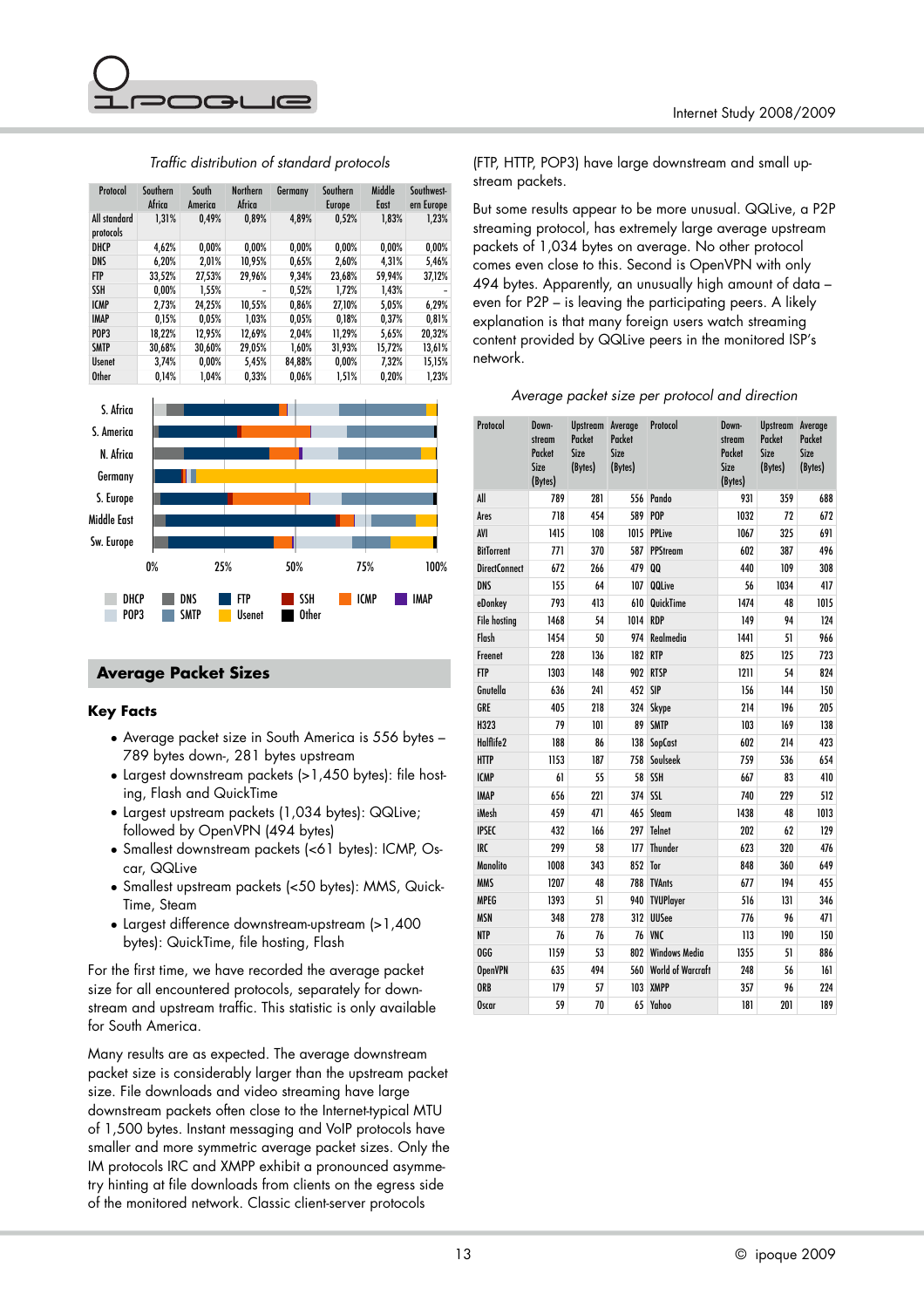*Traffic distribution of standard protocols*

| Protocol | Southern Africa | South America | Northern Africa | Germany | Southern Europe | Middle East | Southwestern Europe |
|---|---|---|---|---|---|---|---|
| All standard protocols | 1,31% | 0,49% | 0,89% | 4,89% | 0,52% | 1,83% | 1,23% |
| DHCP | 4,62% | 0,00% | 0,00% | 0,00% | 0,00% | 0,00% | 0,00% |
| DNS | 6,20% | 2,01% | 10,95% | 0,65% | 2,60% | 4,31% | 5,46% |
| FTP | 33,52% | 27,53% | 29,96% | 9,34% | 23,68% | 59,94% | 37,12% |
| SSH | 0,00% | 1,55% | - | 0,52% | 1,72% | 1,43% | - |
| ICMP | 2,73% | 24,25% | 10,55% | 0,86% | 27,10% | 5,05% | 6,29% |
| IMAP | 0,15% | 0,05% | 1,03% | 0,05% | 0,18% | 0,37% | 0,81% |
| POP3 | 18,22% | 12,95% | 12,69% | 2,04% | 11,29% | 5,65% | 20,32% |
| SMTP | 30,68% | 30,60% | 29,05% | 1,60% | 31,93% | 15,72% | 13,61% |
| Usenet | 3,74% | 0,00% | 5,45% | 84,88% | 0,00% | 7,32% | 15,15% |
| Other | 0,14% | 1,04% | 0,33% | 0,06% | 1,51% | 0,20% | 1,23% |

## Average Packet Sizes

### Key Facts

- Average packet size in South America is 556 bytes – 789 bytes down-, 281 bytes upstream
- Largest downstream packets (>1,450 bytes): file hosting, Flash and QuickTime
- Largest upstream packets (1,034 bytes): QQLive; followed by OpenVPN (494 bytes)
- Smallest downstream packets (<61 bytes): ICMP, Oscar, QQLive
- Smallest upstream packets (<50 bytes): MMS, QuickTime, Steam
- Largest difference downstream-upstream (>1,400 bytes): QuickTime, file hosting, Flash

For the first time, we have recorded the average packet size for all encountered protocols, separately for downstream and upstream traffic. This statistic is only available for South America.

Many results are as expected. The average downstream packet size is considerably larger than the upstream packet size. File downloads and video streaming have large downstream packets often close to the Internet-typical MTU of 1,500 bytes. Instant messaging and VoIP protocols have smaller and more symmetric average packet sizes. Only the IM protocols IRC and XMPP exhibit a pronounced asymmetry hinting at file downloads from clients on the egress side of the monitored network. Classic client-server protocols (FTP, HTTP, POP3) have large downstream and small upstream packets.

But some results appear to be more unusual. QQLive, a P2P streaming protocol, has extremely large average upstream packets of 1,034 bytes on average. No other protocol comes even close to this. Second is OpenVPN with only 494 bytes. Apparently, an unusually high amount of data – even for P2P – is leaving the participating peers. A likely explanation is that many foreign users watch streaming content provided by QQLive peers in the monitored ISP's network.

*Average packet size per protocol and direction*

| Protocol | Downstream Packet Size (Bytes) | Upstream Packet Size (Bytes) | Average Packet Size (Bytes) | Protocol | Downstream Packet Size (Bytes) | Upstream Packet Size (Bytes) | Average Packet Size (Bytes) |
|---|---|---|---|---|---|---|---|
| All | 789 | 281 | 556 | Pando | 931 | 359 | 688 |
| Ares | 718 | 454 | 589 | POP | 1032 | 72 | 672 |
| AVI | 1415 | 108 | 1015 | PPLive | 1067 | 325 | 691 |
| BitTorrent | 771 | 370 | 587 | PPStream | 602 | 387 | 496 |
| DirectConnect | 672 | 266 | 479 | QQ | 440 | 109 | 308 |
| DNS | 155 | 64 | 107 | QQLive | 56 | 1034 | 417 |
| eDonkey | 793 | 413 | 610 | QuickTime | 1474 | 48 | 1015 |
| File hosting | 1468 | 54 | 1014 | RDP | 149 | 94 | 124 |
| Flash | 1454 | 50 | 974 | Realmedia | 1441 | 51 | 966 |
| Freenet | 228 | 136 | 182 | RTP | 825 | 125 | 723 |
| FTP | 1303 | 148 | 902 | RTSP | 1211 | 54 | 824 |
| Gnutella | 636 | 241 | 452 | SIP | 156 | 144 | 150 |
| GRE | 405 | 218 | 324 | Skype | 214 | 196 | 205 |
| H323 | 79 | 101 | 89 | SMTP | 103 | 169 | 138 |
| Halflife2 | 188 | 86 | 138 | SopCast | 602 | 214 | 423 |
| HTTP | 1153 | 187 | 758 | Soulseek | 759 | 536 | 654 |
| ICMP | 61 | 55 | 58 | SSH | 667 | 83 | 410 |
| IMAP | 656 | 221 | 374 | SSL | 740 | 229 | 512 |
| iMesh | 459 | 471 | 465 | Steam | 1438 | 48 | 1013 |
| IPSEC | 432 | 166 | 297 | Telnet | 202 | 62 | 129 |
| IRC | 299 | 58 | 177 | Thunder | 623 | 320 | 476 |
| Manolito | 1008 | 343 | 852 | Tor | 848 | 360 | 649 |
| MMS | 1207 | 48 | 788 | TVAnts | 677 | 194 | 455 |
| MPEG | 1393 | 51 | 940 | TVUPlayer | 516 | 131 | 346 |
| MSN | 348 | 278 | 312 | UUSee | 776 | 96 | 471 |
| NTP | 76 | 76 | 76 | VNC | 113 | 190 | 150 |
| OGG | 1159 | 53 | 802 | Windows Media | 1355 | 51 | 886 |
| OpenVPN | 635 | 494 | 560 | World of Warcraft | 248 | 56 | 161 |
| ORB | 179 | 57 | 103 | XMPP | 357 | 96 | 224 |
| Oscar | 59 | 70 | 65 | Yahoo | 181 | 201 | 189 |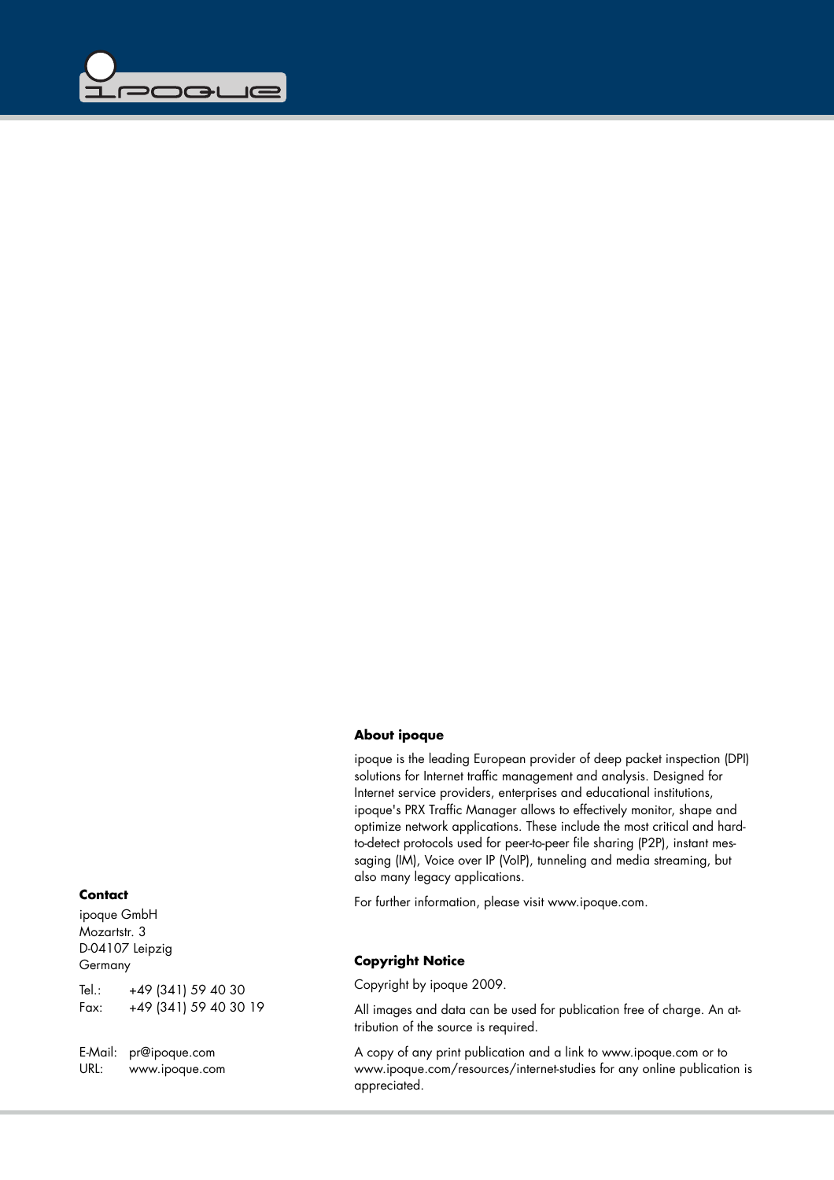## About ipoque

ipoque is the leading European provider of deep packet inspection (DPI) solutions for Internet traffic management and analysis. Designed for Internet service providers, enterprises and educational institutions, ipoque's PRX Traffic Manager allows to effectively monitor, shape and optimize network applications. These include the most critical and hard-to-detect protocols used for peer-to-peer file sharing (P2P), instant messaging (IM), Voice over IP (VoIP), tunneling and media streaming, but also many legacy applications.

For further information, please visit www.ipoque.com.

## Contact

ipoque GmbH
Mozartstr. 3
D-04107 Leipzig
Germany

Tel.: +49 (341) 59 40 30
Fax: +49 (341) 59 40 30 19

E-Mail: pr@ipoque.com
URL: www.ipoque.com

## Copyright Notice

Copyright by ipoque 2009.

All images and data can be used for publication free of charge. An attribution of the source is required.

A copy of any print publication and a link to www.ipoque.com or to www.ipoque.com/resources/internet-studies for any online publication is appreciated.